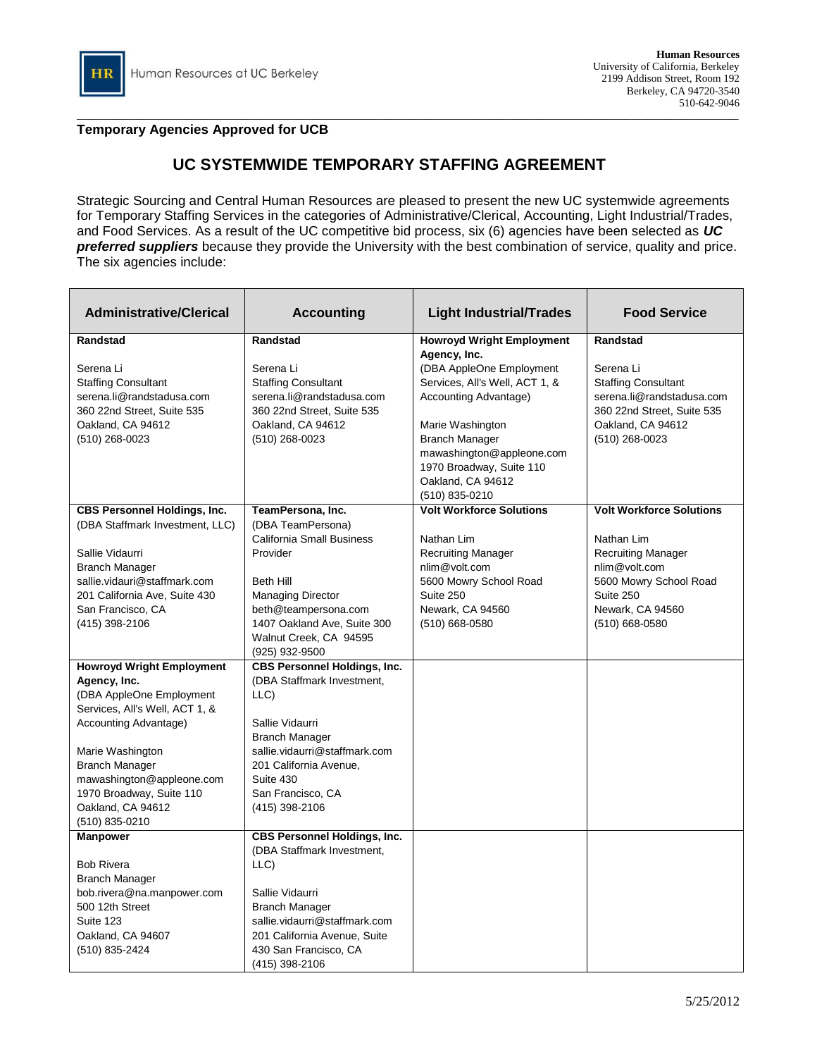Human Resources at UC Berkeley

**Human Resources**
University of California, Berkeley
2199 Addison Street, Room 192
Berkeley, CA 94720-3540
510-642-9046

**Temporary Agencies Approved for UCB**

## UC SYSTEMWIDE TEMPORARY STAFFING AGREEMENT

Strategic Sourcing and Central Human Resources are pleased to present the new UC systemwide agreements for Temporary Staffing Services in the categories of Administrative/Clerical, Accounting, Light Industrial/Trades, and Food Services. As a result of the UC competitive bid process, six (6) agencies have been selected as ***UC preferred suppliers*** because they provide the University with the best combination of service, quality and price. The six agencies include:

| Administrative/Clerical | Accounting | Light Industrial/Trades | Food Service |
|---|---|---|---|
| **Randstad**<br><br>Serena Li<br>Staffing Consultant<br>serena.li@randstadusa.com<br>360 22nd Street, Suite 535<br>Oakland, CA 94612<br>(510) 268-0023 | **Randstad**<br><br>Serena Li<br>Staffing Consultant<br>serena.li@randstadusa.com<br>360 22nd Street, Suite 535<br>Oakland, CA 94612<br>(510) 268-0023 | **Howroyd Wright Employment Agency, Inc.**<br>(DBA AppleOne Employment Services, All's Well, ACT 1, & Accounting Advantage)<br><br>Marie Washington<br>Branch Manager<br>mawashington@appleone.com<br>1970 Broadway, Suite 110<br>Oakland, CA 94612<br>(510) 835-0210 | **Randstad**<br><br>Serena Li<br>Staffing Consultant<br>serena.li@randstadusa.com<br>360 22nd Street, Suite 535<br>Oakland, CA 94612<br>(510) 268-0023 |
| **CBS Personnel Holdings, Inc.**<br>(DBA Staffmark Investment, LLC)<br><br>Sallie Vidaurri<br>Branch Manager<br>sallie.vidaurri@staffmark.com<br>201 California Ave, Suite 430<br>San Francisco, CA<br>(415) 398-2106 | **TeamPersona, Inc.**<br>(DBA TeamPersona)<br>California Small Business Provider<br><br>Beth Hill<br>Managing Director<br>beth@teampersona.com<br>1407 Oakland Ave, Suite 300<br>Walnut Creek, CA 94595<br>(925) 932-9500 | **Volt Workforce Solutions**<br><br>Nathan Lim<br>Recruiting Manager<br>nlim@volt.com<br>5600 Mowry School Road<br>Suite 250<br>Newark, CA 94560<br>(510) 668-0580 | **Volt Workforce Solutions**<br><br>Nathan Lim<br>Recruiting Manager<br>nlim@volt.com<br>5600 Mowry School Road<br>Suite 250<br>Newark, CA 94560<br>(510) 668-0580 |
| **Howroyd Wright Employment Agency, Inc.**<br>(DBA AppleOne Employment Services, All's Well, ACT 1, & Accounting Advantage)<br><br>Marie Washington<br>Branch Manager<br>mawashington@appleone.com<br>1970 Broadway, Suite 110<br>Oakland, CA 94612<br>(510) 835-0210 | **CBS Personnel Holdings, Inc.**<br>(DBA Staffmark Investment, LLC)<br><br>Sallie Vidaurri<br>Branch Manager<br>sallie.vidaurri@staffmark.com<br>201 California Avenue,<br>Suite 430<br>San Francisco, CA<br>(415) 398-2106 | | |
| **Manpower**<br><br>Bob Rivera<br>Branch Manager<br>bob.rivera@na.manpower.com<br>500 12th Street<br>Suite 123<br>Oakland, CA 94607<br>(510) 835-2424 | **CBS Personnel Holdings, Inc.**<br>(DBA Staffmark Investment, LLC)<br><br>Sallie Vidaurri<br>Branch Manager<br>sallie.vidaurri@staffmark.com<br>201 California Avenue, Suite 430 San Francisco, CA<br>(415) 398-2106 | | |

5/25/2012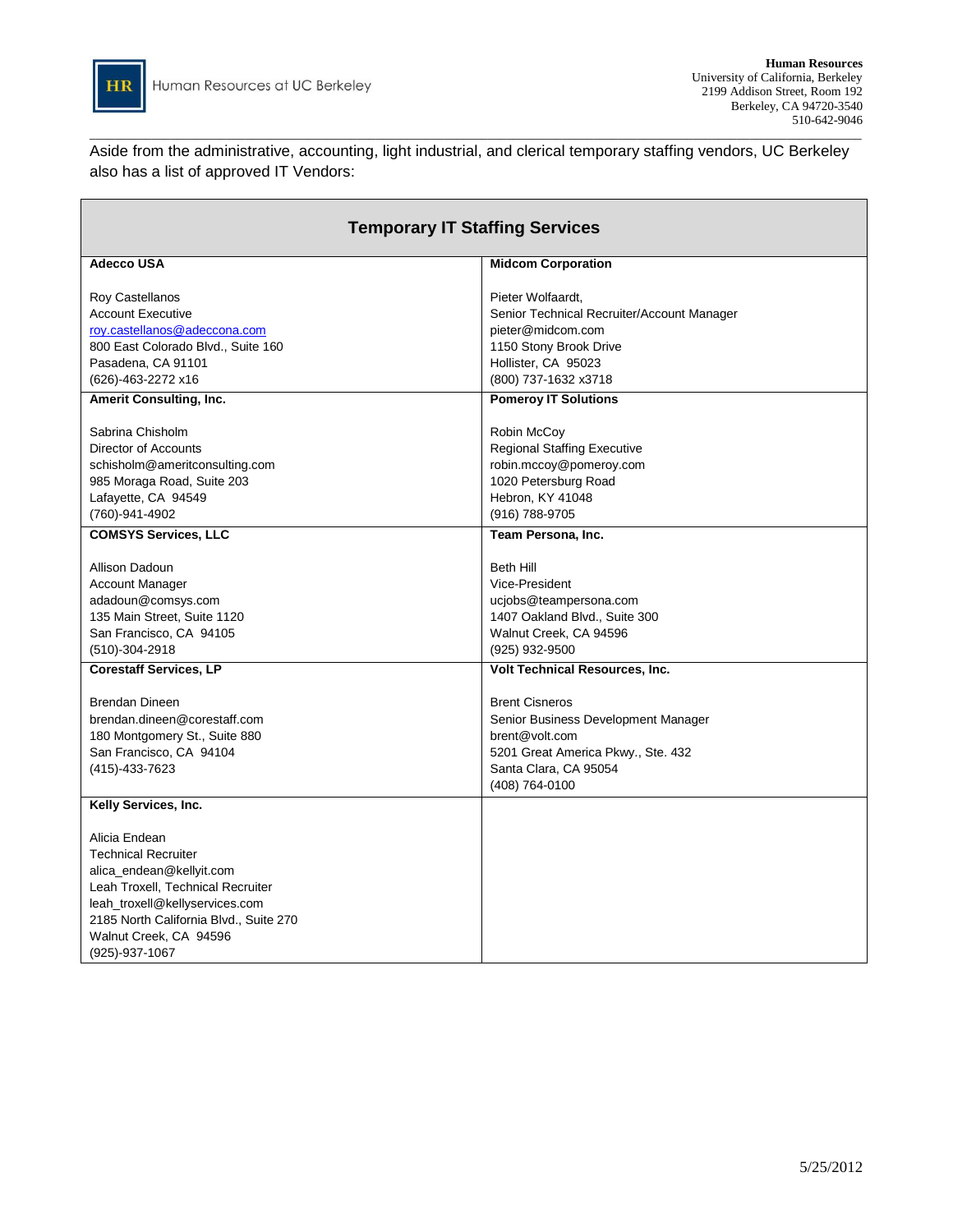Aside from the administrative, accounting, light industrial, and clerical temporary staffing vendors, UC Berkeley also has a list of approved IT Vendors:

## Temporary IT Staffing Services

| | |
|---|---|
| **Adecco USA**<br><br>Roy Castellanos<br>Account Executive<br>roy.castellanos@adeccona.com<br>800 East Colorado Blvd., Suite 160<br>Pasadena, CA 91101<br>(626)-463-2272 x16 | **Midcom Corporation**<br><br>Pieter Wolfaardt,<br>Senior Technical Recruiter/Account Manager<br>pieter@midcom.com<br>1150 Stony Brook Drive<br>Hollister, CA 95023<br>(800) 737-1632 x3718 |
| **Amerit Consulting, Inc.**<br><br>Sabrina Chisholm<br>Director of Accounts<br>schisholm@ameritconsulting.com<br>985 Moraga Road, Suite 203<br>Lafayette, CA 94549<br>(760)-941-4902 | **Pomeroy IT Solutions**<br><br>Robin McCoy<br>Regional Staffing Executive<br>robin.mccoy@pomeroy.com<br>1020 Petersburg Road<br>Hebron, KY 41048<br>(916) 788-9705 |
| **COMSYS Services, LLC**<br><br>Allison Dadoun<br>Account Manager<br>adadoun@comsys.com<br>135 Main Street, Suite 1120<br>San Francisco, CA 94105<br>(510)-304-2918 | **Team Persona, Inc.**<br><br>Beth Hill<br>Vice-President<br>ucjobs@teampersona.com<br>1407 Oakland Blvd., Suite 300<br>Walnut Creek, CA 94596<br>(925) 932-9500 |
| **Corestaff Services, LP**<br><br>Brendan Dineen<br>brendan.dineen@corestaff.com<br>180 Montgomery St., Suite 880<br>San Francisco, CA 94104<br>(415)-433-7623 | **Volt Technical Resources, Inc.**<br><br>Brent Cisneros<br>Senior Business Development Manager<br>brent@volt.com<br>5201 Great America Pkwy., Ste. 432<br>Santa Clara, CA 95054<br>(408) 764-0100 |
| **Kelly Services, Inc.**<br><br>Alicia Endean<br>Technical Recruiter<br>alica_endean@kellyit.com<br>Leah Troxell, Technical Recruiter<br>leah_troxell@kellyservices.com<br>2185 North California Blvd., Suite 270<br>Walnut Creek, CA 94596<br>(925)-937-1067 | |

5/25/2012